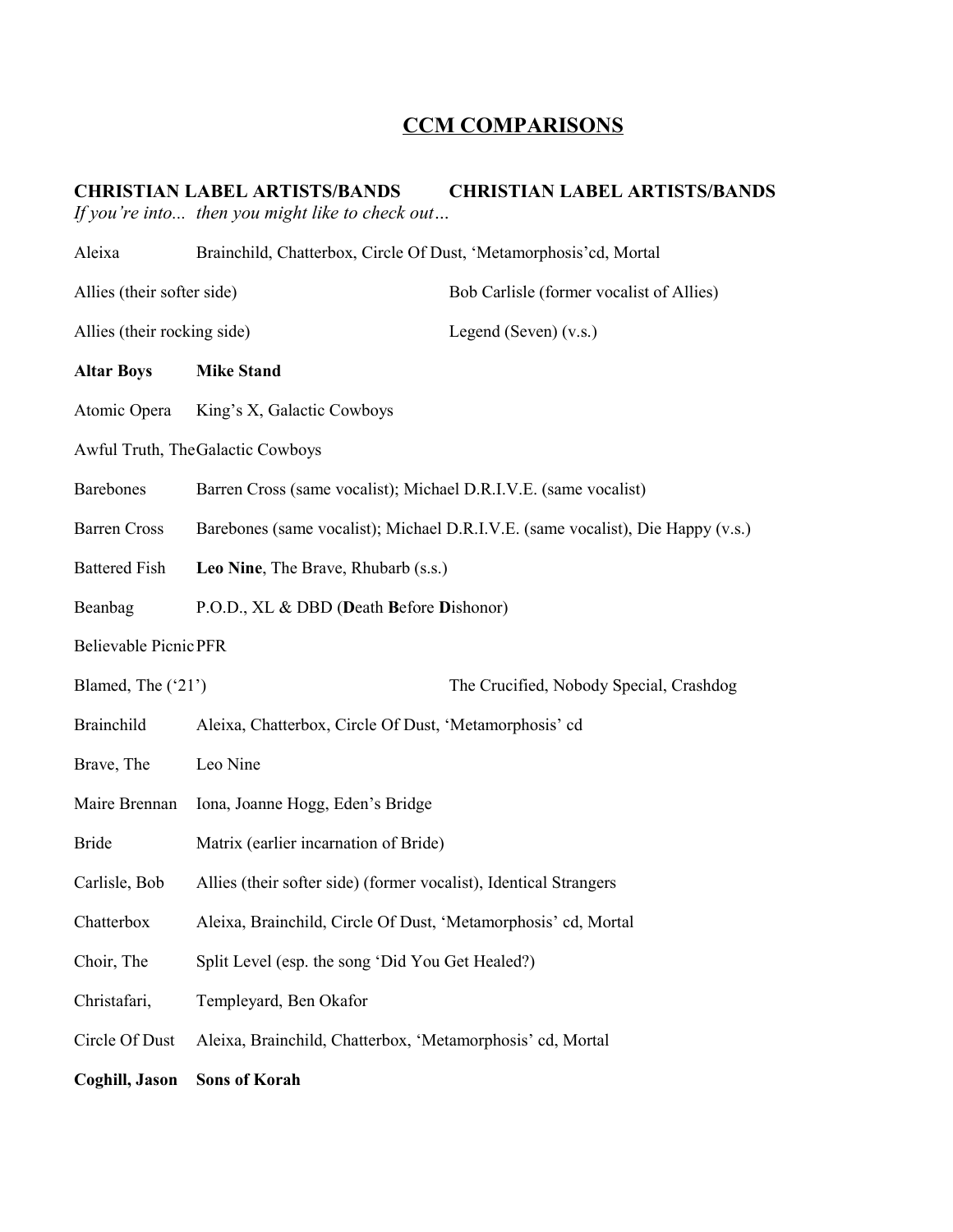# CCM COMPARISONS

| **CHRISTIAN LABEL ARTISTS/BANDS** | **CHRISTIAN LABEL ARTISTS/BANDS** |
|---|---|
| *If you're into...* | *then you might like to check out…* |
| Aleixa | Brainchild, Chatterbox, Circle Of Dust, 'Metamorphosis'cd, Mortal |
| Allies (their softer side) | Bob Carlisle (former vocalist of Allies) |
| Allies (their rocking side) | Legend (Seven) (v.s.) |
| **Altar Boys** | **Mike Stand** |
| Atomic Opera | King's X, Galactic Cowboys |
| Awful Truth, The | Galactic Cowboys |
| Barebones | Barren Cross (same vocalist); Michael D.R.I.V.E. (same vocalist) |
| Barren Cross | Barebones (same vocalist); Michael D.R.I.V.E. (same vocalist), Die Happy (v.s.) |
| Battered Fish | **Leo Nine**, The Brave, Rhubarb (s.s.) |
| Beanbag | P.O.D., XL & DBD (**D**eath **B**efore **D**ishonor) |
| Believable Picnic | PFR |
| Blamed, The ('21') | The Crucified, Nobody Special, Crashdog |
| Brainchild | Aleixa, Chatterbox, Circle Of Dust, 'Metamorphosis' cd |
| Brave, The | Leo Nine |
| Maire Brennan | Iona, Joanne Hogg, Eden's Bridge |
| Bride | Matrix (earlier incarnation of Bride) |
| Carlisle, Bob | Allies (their softer side) (former vocalist), Identical Strangers |
| Chatterbox | Aleixa, Brainchild, Circle Of Dust, 'Metamorphosis' cd, Mortal |
| Choir, The | Split Level (esp. the song 'Did You Get Healed?) |
| Christafari, | Templeyard, Ben Okafor |
| Circle Of Dust | Aleixa, Brainchild, Chatterbox, 'Metamorphosis' cd, Mortal |
| **Coghill, Jason** | **Sons of Korah** |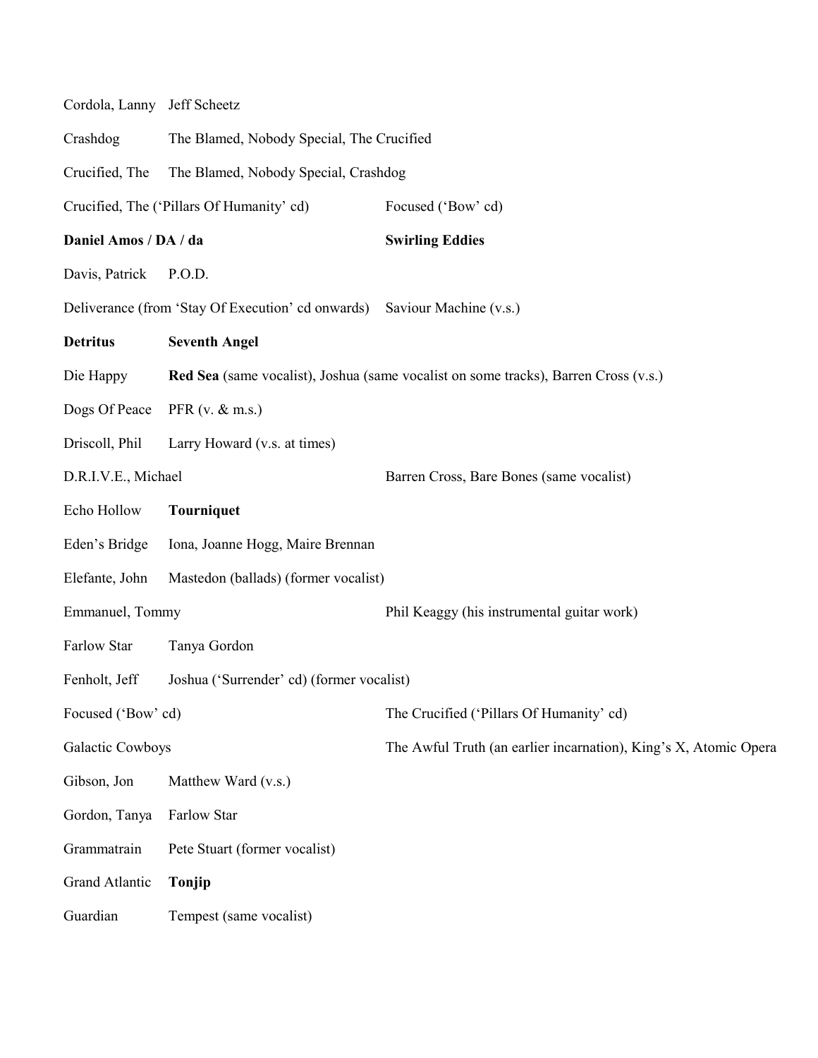| | |
|---|---|
| Cordola, Lanny | Jeff Scheetz |
| Crashdog | The Blamed, Nobody Special, The Crucified |
| Crucified, The | The Blamed, Nobody Special, Crashdog |
| Crucified, The ('Pillars Of Humanity' cd) | Focused ('Bow' cd) |
| **Daniel Amos / DA / da** | **Swirling Eddies** |
| Davis, Patrick | P.O.D. |
| Deliverance (from 'Stay Of Execution' cd onwards) | Saviour Machine (v.s.) |
| **Detritus** | **Seventh Angel** |
| Die Happy | **Red Sea** (same vocalist), Joshua (same vocalist on some tracks), Barren Cross (v.s.) |
| Dogs Of Peace | PFR (v. & m.s.) |
| Driscoll, Phil | Larry Howard (v.s. at times) |
| D.R.I.V.E., Michael | Barren Cross, Bare Bones (same vocalist) |
| Echo Hollow | **Tourniquet** |
| Eden's Bridge | Iona, Joanne Hogg, Maire Brennan |
| Elefante, John | Mastedon (ballads) (former vocalist) |
| Emmanuel, Tommy | Phil Keaggy (his instrumental guitar work) |
| Farlow Star | Tanya Gordon |
| Fenholt, Jeff | Joshua ('Surrender' cd) (former vocalist) |
| Focused ('Bow' cd) | The Crucified ('Pillars Of Humanity' cd) |
| Galactic Cowboys | The Awful Truth (an earlier incarnation), King's X, Atomic Opera |
| Gibson, Jon | Matthew Ward (v.s.) |
| Gordon, Tanya | Farlow Star |
| Grammatrain | Pete Stuart (former vocalist) |
| Grand Atlantic | **Tonjip** |
| Guardian | Tempest (same vocalist) |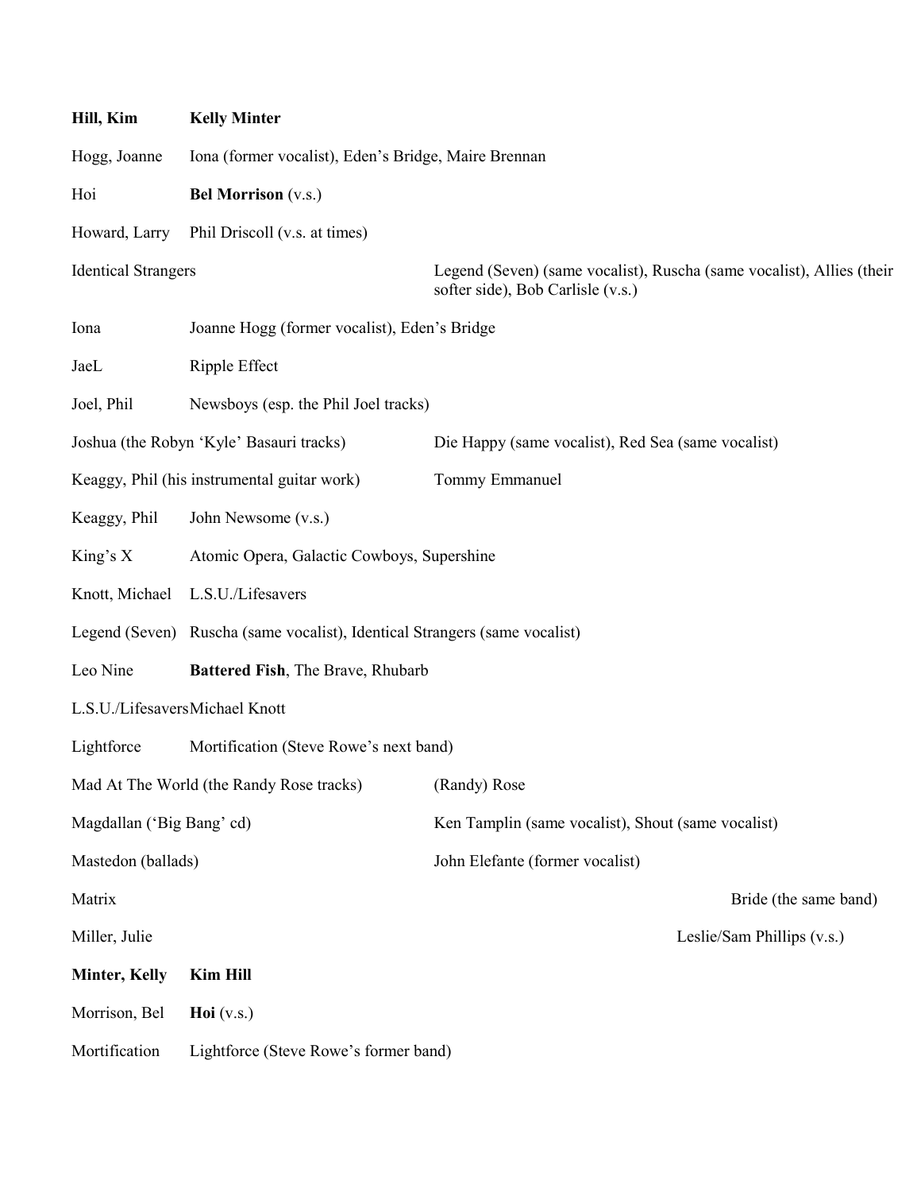| | |
|---|---|
| **Hill, Kim** | **Kelly Minter** |
| Hogg, Joanne | Iona (former vocalist), Eden's Bridge, Maire Brennan |
| Hoi | **Bel Morrison** (v.s.) |
| Howard, Larry | Phil Driscoll (v.s. at times) |
| Identical Strangers | Legend (Seven) (same vocalist), Ruscha (same vocalist), Allies (their softer side), Bob Carlisle (v.s.) |
| Iona | Joanne Hogg (former vocalist), Eden's Bridge |
| JaeL | Ripple Effect |
| Joel, Phil | Newsboys (esp. the Phil Joel tracks) |
| Joshua (the Robyn 'Kyle' Basauri tracks) | Die Happy (same vocalist), Red Sea (same vocalist) |
| Keaggy, Phil (his instrumental guitar work) | Tommy Emmanuel |
| Keaggy, Phil | John Newsome (v.s.) |
| King's X | Atomic Opera, Galactic Cowboys, Supershine |
| Knott, Michael | L.S.U./Lifesavers |
| Legend (Seven) | Ruscha (same vocalist), Identical Strangers (same vocalist) |
| Leo Nine | **Battered Fish**, The Brave, Rhubarb |
| L.S.U./Lifesavers | Michael Knott |
| Lightforce | Mortification (Steve Rowe's next band) |
| Mad At The World (the Randy Rose tracks) | (Randy) Rose |
| Magdallan ('Big Bang' cd) | Ken Tamplin (same vocalist), Shout (same vocalist) |
| Mastedon (ballads) | John Elefante (former vocalist) |
| Matrix | Bride (the same band) |
| Miller, Julie | Leslie/Sam Phillips (v.s.) |
| **Minter, Kelly** | **Kim Hill** |
| Morrison, Bel | **Hoi** (v.s.) |
| Mortification | Lightforce (Steve Rowe's former band) |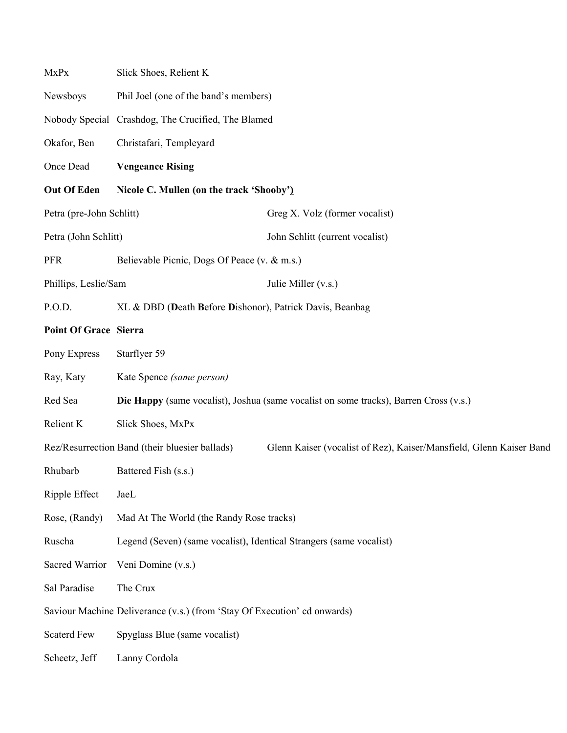| | |
|---|---|
| MxPx | Slick Shoes, Relient K |
| Newsboys | Phil Joel (one of the band's members) |
| Nobody Special | Crashdog, The Crucified, The Blamed |
| Okafor, Ben | Christafari, Templeyard |
| Once Dead | **Vengeance Rising** |
| **Out Of Eden** | **Nicole C. Mullen (on the track 'Shooby')** |
| Petra (pre-John Schlitt) | Greg X. Volz (former vocalist) |
| Petra (John Schlitt) | John Schlitt (current vocalist) |
| PFR | Believable Picnic, Dogs Of Peace (v. & m.s.) |
| Phillips, Leslie/Sam | Julie Miller (v.s.) |
| P.O.D. | XL & DBD (**D**eath **B**efore **D**ishonor), Patrick Davis, Beanbag |
| **Point Of Grace** | **Sierra** |
| Pony Express | Starflyer 59 |
| Ray, Katy | Kate Spence *(same person)* |
| Red Sea | **Die Happy** (same vocalist), Joshua (same vocalist on some tracks), Barren Cross (v.s.) |
| Relient K | Slick Shoes, MxPx |
| Rez/Resurrection Band (their bluesier ballads) | Glenn Kaiser (vocalist of Rez), Kaiser/Mansfield, Glenn Kaiser Band |
| Rhubarb | Battered Fish (s.s.) |
| Ripple Effect | JaeL |
| Rose, (Randy) | Mad At The World (the Randy Rose tracks) |
| Ruscha | Legend (Seven) (same vocalist), Identical Strangers (same vocalist) |
| Sacred Warrior | Veni Domine (v.s.) |
| Sal Paradise | The Crux |
| Saviour Machine | Deliverance (v.s.) (from 'Stay Of Execution' cd onwards) |
| Scaterd Few | Spyglass Blue (same vocalist) |
| Scheetz, Jeff | Lanny Cordola |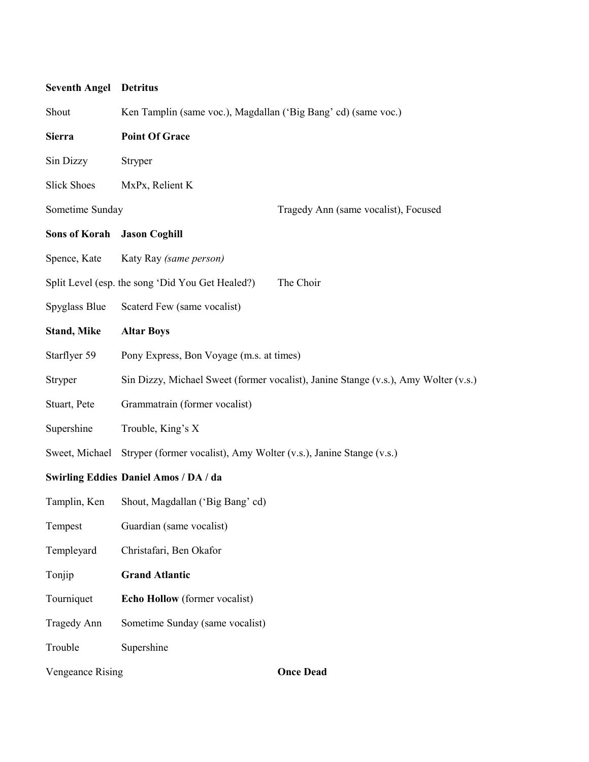| | |
|---|---|
| **Seventh Angel** | **Detritus** |
| Shout | Ken Tamplin (same voc.), Magdallan ('Big Bang' cd) (same voc.) |
| **Sierra** | **Point Of Grace** |
| Sin Dizzy | Stryper |
| Slick Shoes | MxPx, Relient K |
| Sometime Sunday | Tragedy Ann (same vocalist), Focused |
| **Sons of Korah** | **Jason Coghill** |
| Spence, Kate | Katy Ray *(same person)* |
| Split Level (esp. the song 'Did You Get Healed?) | The Choir |
| Spyglass Blue | Scaterd Few (same vocalist) |
| **Stand, Mike** | **Altar Boys** |
| Starflyer 59 | Pony Express, Bon Voyage (m.s. at times) |
| Stryper | Sin Dizzy, Michael Sweet (former vocalist), Janine Stange (v.s.), Amy Wolter (v.s.) |
| Stuart, Pete | Grammatrain (former vocalist) |
| Supershine | Trouble, King's X |
| Sweet, Michael | Stryper (former vocalist), Amy Wolter (v.s.), Janine Stange (v.s.) |
| **Swirling Eddies** | **Daniel Amos / DA / da** |
| Tamplin, Ken | Shout, Magdallan ('Big Bang' cd) |
| Tempest | Guardian (same vocalist) |
| Templeyard | Christafari, Ben Okafor |
| Tonjip | **Grand Atlantic** |
| Tourniquet | **Echo Hollow** (former vocalist) |
| Tragedy Ann | Sometime Sunday (same vocalist) |
| Trouble | Supershine |
| Vengeance Rising | **Once Dead** |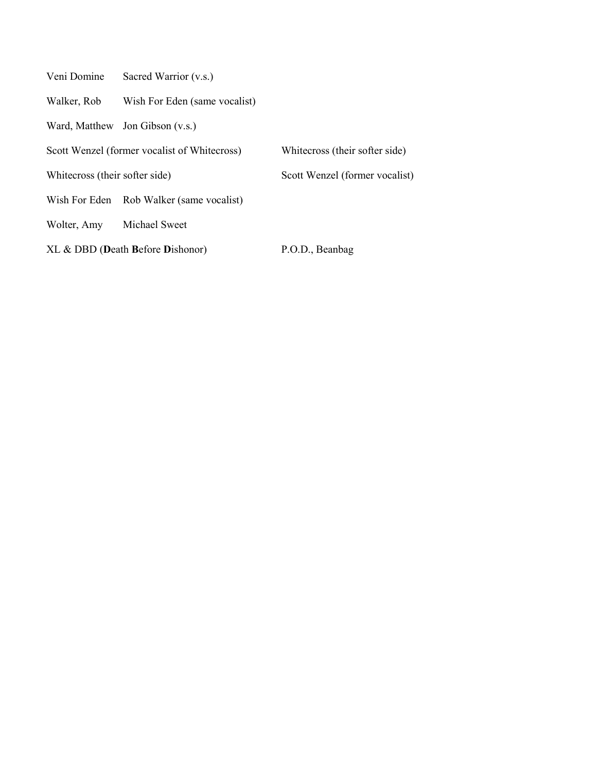| | |
|---|---|
| Veni Domine | Sacred Warrior (v.s.) |
| Walker, Rob | Wish For Eden (same vocalist) |
| Ward, Matthew | Jon Gibson (v.s.) |
| Scott Wenzel (former vocalist of Whitecross) | Whitecross (their softer side) |
| Whitecross (their softer side) | Scott Wenzel (former vocalist) |
| Wish For Eden | Rob Walker (same vocalist) |
| Wolter, Amy | Michael Sweet |
| XL & DBD (**D**eath **B**efore **D**ishonor) | P.O.D., Beanbag |